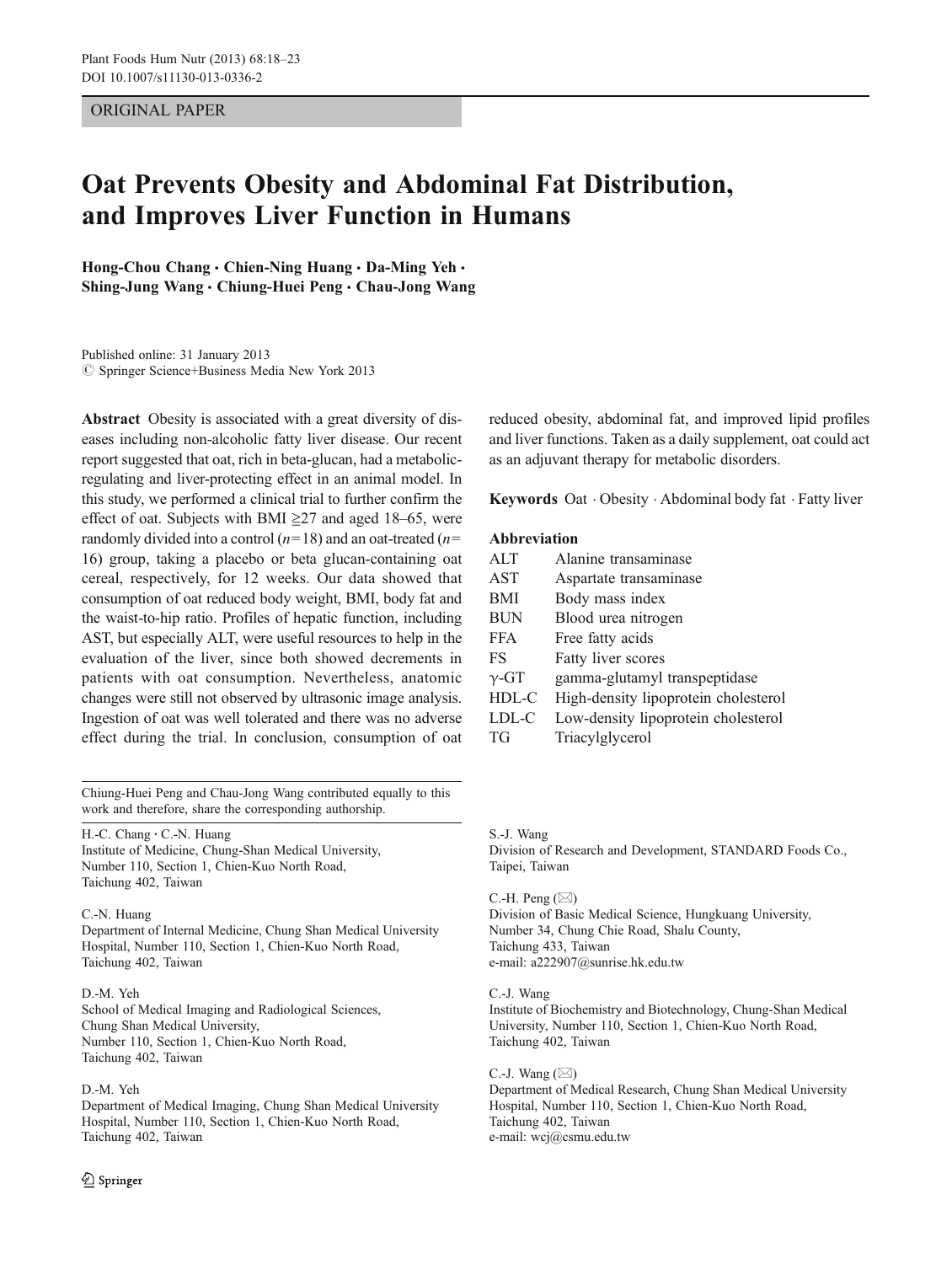ORIGINAL PAPER

# Oat Prevents Obesity and Abdominal Fat Distribution, and Improves Liver Function in Humans

**Hong-Chou Chang · Chien-Ning Huang · Da-Ming Yeh · Shing-Jung Wang · Chiung-Huei Peng · Chau-Jong Wang**

Published online: 31 January 2013
© Springer Science+Business Media New York 2013

**Abstract** Obesity is associated with a great diversity of diseases including non-alcoholic fatty liver disease. Our recent report suggested that oat, rich in beta-glucan, had a metabolic-regulating and liver-protecting effect in an animal model. In this study, we performed a clinical trial to further confirm the effect of oat. Subjects with BMI ≧27 and aged 18–65, were randomly divided into a control (*n*=18) and an oat-treated (*n*=16) group, taking a placebo or beta glucan-containing oat cereal, respectively, for 12 weeks. Our data showed that consumption of oat reduced body weight, BMI, body fat and the waist-to-hip ratio. Profiles of hepatic function, including AST, but especially ALT, were useful resources to help in the evaluation of the liver, since both showed decrements in patients with oat consumption. Nevertheless, anatomic changes were still not observed by ultrasonic image analysis. Ingestion of oat was well tolerated and there was no adverse effect during the trial. In conclusion, consumption of oat reduced obesity, abdominal fat, and improved lipid profiles and liver functions. Taken as a daily supplement, oat could act as an adjuvant therapy for metabolic disorders.

**Keywords** Oat · Obesity · Abdominal body fat · Fatty liver

**Abbreviation**

| | |
|---|---|
| ALT | Alanine transaminase |
| AST | Aspartate transaminase |
| BMI | Body mass index |
| BUN | Blood urea nitrogen |
| FFA | Free fatty acids |
| FS | Fatty liver scores |
| γ-GT | gamma-glutamyl transpeptidase |
| HDL-C | High-density lipoprotein cholesterol |
| LDL-C | Low-density lipoprotein cholesterol |
| TG | Triacylglycerol |

Chiung-Huei Peng and Chau-Jong Wang contributed equally to this work and therefore, share the corresponding authorship.

H.-C. Chang · C.-N. Huang
Institute of Medicine, Chung-Shan Medical University, Number 110, Section 1, Chien-Kuo North Road, Taichung 402, Taiwan

C.-N. Huang
Department of Internal Medicine, Chung Shan Medical University Hospital, Number 110, Section 1, Chien-Kuo North Road, Taichung 402, Taiwan

D.-M. Yeh
School of Medical Imaging and Radiological Sciences, Chung Shan Medical University, Number 110, Section 1, Chien-Kuo North Road, Taichung 402, Taiwan

D.-M. Yeh
Department of Medical Imaging, Chung Shan Medical University Hospital, Number 110, Section 1, Chien-Kuo North Road, Taichung 402, Taiwan

S.-J. Wang
Division of Research and Development, STANDARD Foods Co., Taipei, Taiwan

C.-H. Peng (✉)
Division of Basic Medical Science, Hungkuang University, Number 34, Chung Chie Road, Shalu County, Taichung 433, Taiwan
e-mail: a222907@sunrise.hk.edu.tw

C.-J. Wang
Institute of Biochemistry and Biotechnology, Chung-Shan Medical University, Number 110, Section 1, Chien-Kuo North Road, Taichung 402, Taiwan

C.-J. Wang (✉)
Department of Medical Research, Chung Shan Medical University Hospital, Number 110, Section 1, Chien-Kuo North Road, Taichung 402, Taiwan
e-mail: wcj@csmu.edu.tw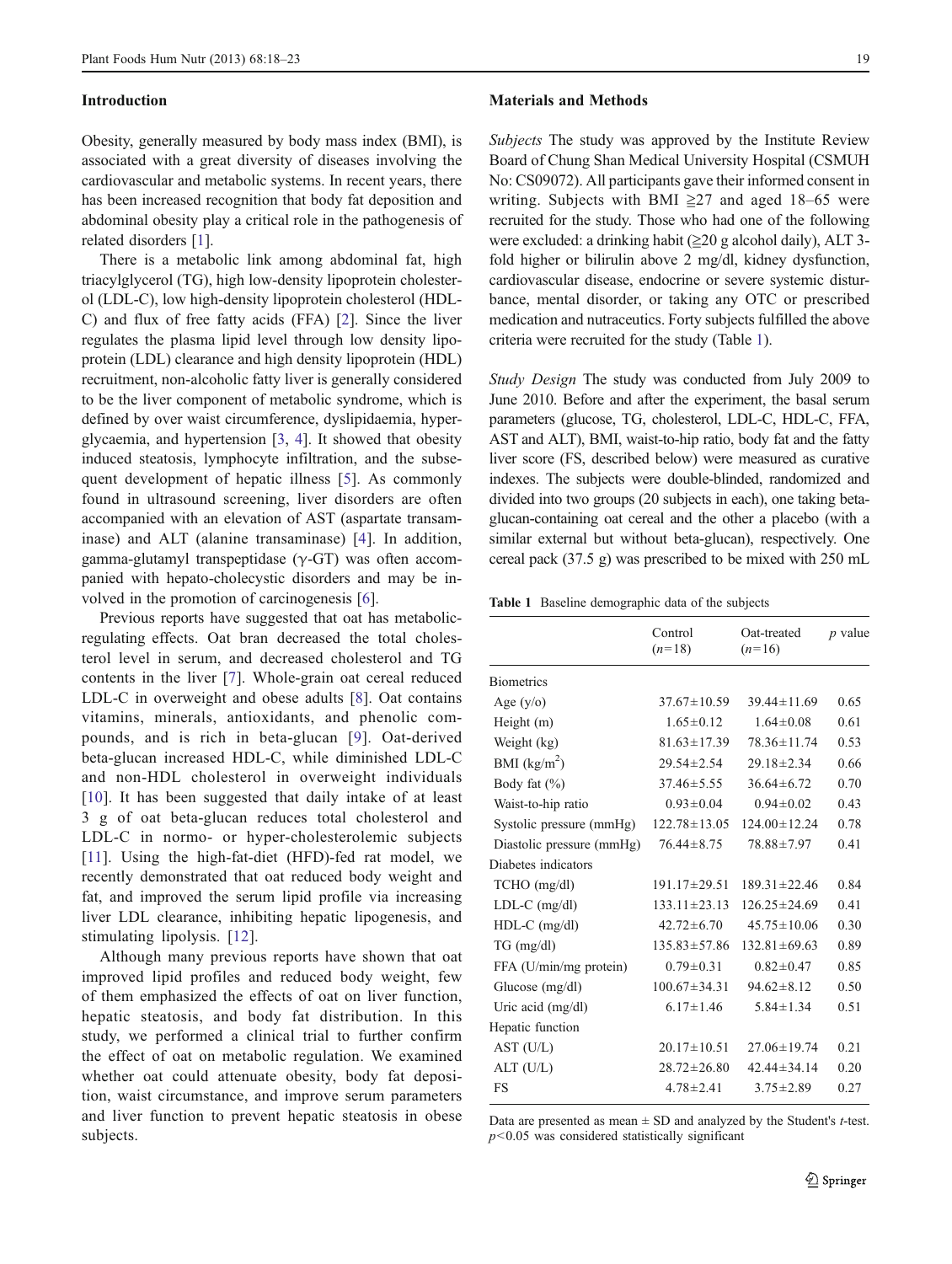## Introduction

Obesity, generally measured by body mass index (BMI), is associated with a great diversity of diseases involving the cardiovascular and metabolic systems. In recent years, there has been increased recognition that body fat deposition and abdominal obesity play a critical role in the pathogenesis of related disorders [1].

There is a metabolic link among abdominal fat, high triacylglycerol (TG), high low-density lipoprotein cholesterol (LDL-C), low high-density lipoprotein cholesterol (HDL-C) and flux of free fatty acids (FFA) [2]. Since the liver regulates the plasma lipid level through low density lipoprotein (LDL) clearance and high density lipoprotein (HDL) recruitment, non-alcoholic fatty liver is generally considered to be the liver component of metabolic syndrome, which is defined by over waist circumference, dyslipidaemia, hyperglycaemia, and hypertension [3, 4]. It showed that obesity induced steatosis, lymphocyte infiltration, and the subsequent development of hepatic illness [5]. As commonly found in ultrasound screening, liver disorders are often accompanied with an elevation of AST (aspartate transaminase) and ALT (alanine transaminase) [4]. In addition, gamma-glutamyl transpeptidase (γ-GT) was often accompanied with hepato-cholecystic disorders and may be involved in the promotion of carcinogenesis [6].

Previous reports have suggested that oat has metabolic-regulating effects. Oat bran decreased the total cholesterol level in serum, and decreased cholesterol and TG contents in the liver [7]. Whole-grain oat cereal reduced LDL-C in overweight and obese adults [8]. Oat contains vitamins, minerals, antioxidants, and phenolic compounds, and is rich in beta-glucan [9]. Oat-derived beta-glucan increased HDL-C, while diminished LDL-C and non-HDL cholesterol in overweight individuals [10]. It has been suggested that daily intake of at least 3 g of oat beta-glucan reduces total cholesterol and LDL-C in normo- or hyper-cholesterolemic subjects [11]. Using the high-fat-diet (HFD)-fed rat model, we recently demonstrated that oat reduced body weight and fat, and improved the serum lipid profile via increasing liver LDL clearance, inhibiting hepatic lipogenesis, and stimulating lipolysis. [12].

Although many previous reports have shown that oat improved lipid profiles and reduced body weight, few of them emphasized the effects of oat on liver function, hepatic steatosis, and body fat distribution. In this study, we performed a clinical trial to further confirm the effect of oat on metabolic regulation. We examined whether oat could attenuate obesity, body fat deposition, waist circumstance, and improve serum parameters and liver function to prevent hepatic steatosis in obese subjects.

## Materials and Methods

*Subjects* The study was approved by the Institute Review Board of Chung Shan Medical University Hospital (CSMUH No: CS09072). All participants gave their informed consent in writing. Subjects with BMI ≧27 and aged 18–65 were recruited for the study. Those who had one of the following were excluded: a drinking habit (≧20 g alcohol daily), ALT 3-fold higher or bilirulin above 2 mg/dl, kidney dysfunction, cardiovascular disease, endocrine or severe systemic disturbance, mental disorder, or taking any OTC or prescribed medication and nutraceutics. Forty subjects fulfilled the above criteria were recruited for the study (Table 1).

*Study Design* The study was conducted from July 2009 to June 2010. Before and after the experiment, the basal serum parameters (glucose, TG, cholesterol, LDL-C, HDL-C, FFA, AST and ALT), BMI, waist-to-hip ratio, body fat and the fatty liver score (FS, described below) were measured as curative indexes. The subjects were double-blinded, randomized and divided into two groups (20 subjects in each), one taking beta-glucan-containing oat cereal and the other a placebo (with a similar external but without beta-glucan), respectively. One cereal pack (37.5 g) was prescribed to be mixed with 250 mL

**Table 1** Baseline demographic data of the subjects

| | Control ($n$=18) | Oat-treated ($n$=16) | $p$ value |
|---|---|---|---|
| Biometrics | | | |
| Age (y/o) | 37.67±10.59 | 39.44±11.69 | 0.65 |
| Height (m) | 1.65±0.12 | 1.64±0.08 | 0.61 |
| Weight (kg) | 81.63±17.39 | 78.36±11.74 | 0.53 |
| BMI (kg/m$^2$) | 29.54±2.54 | 29.18±2.34 | 0.66 |
| Body fat (%) | 37.46±5.55 | 36.64±6.72 | 0.70 |
| Waist-to-hip ratio | 0.93±0.04 | 0.94±0.02 | 0.43 |
| Systolic pressure (mmHg) | 122.78±13.05 | 124.00±12.24 | 0.78 |
| Diastolic pressure (mmHg) | 76.44±8.75 | 78.88±7.97 | 0.41 |
| Diabetes indicators | | | |
| TCHO (mg/dl) | 191.17±29.51 | 189.31±22.46 | 0.84 |
| LDL-C (mg/dl) | 133.11±23.13 | 126.25±24.69 | 0.41 |
| HDL-C (mg/dl) | 42.72±6.70 | 45.75±10.06 | 0.30 |
| TG (mg/dl) | 135.83±57.86 | 132.81±69.63 | 0.89 |
| FFA (U/min/mg protein) | 0.79±0.31 | 0.82±0.47 | 0.85 |
| Glucose (mg/dl) | 100.67±34.31 | 94.62±8.12 | 0.50 |
| Uric acid (mg/dl) | 6.17±1.46 | 5.84±1.34 | 0.51 |
| Hepatic function | | | |
| AST (U/L) | 20.17±10.51 | 27.06±19.74 | 0.21 |
| ALT (U/L) | 28.72±26.80 | 42.44±34.14 | 0.20 |
| FS | 4.78±2.41 | 3.75±2.89 | 0.27 |

Data are presented as mean ± SD and analyzed by the Student's $t$-test. $p<0.05$ was considered statistically significant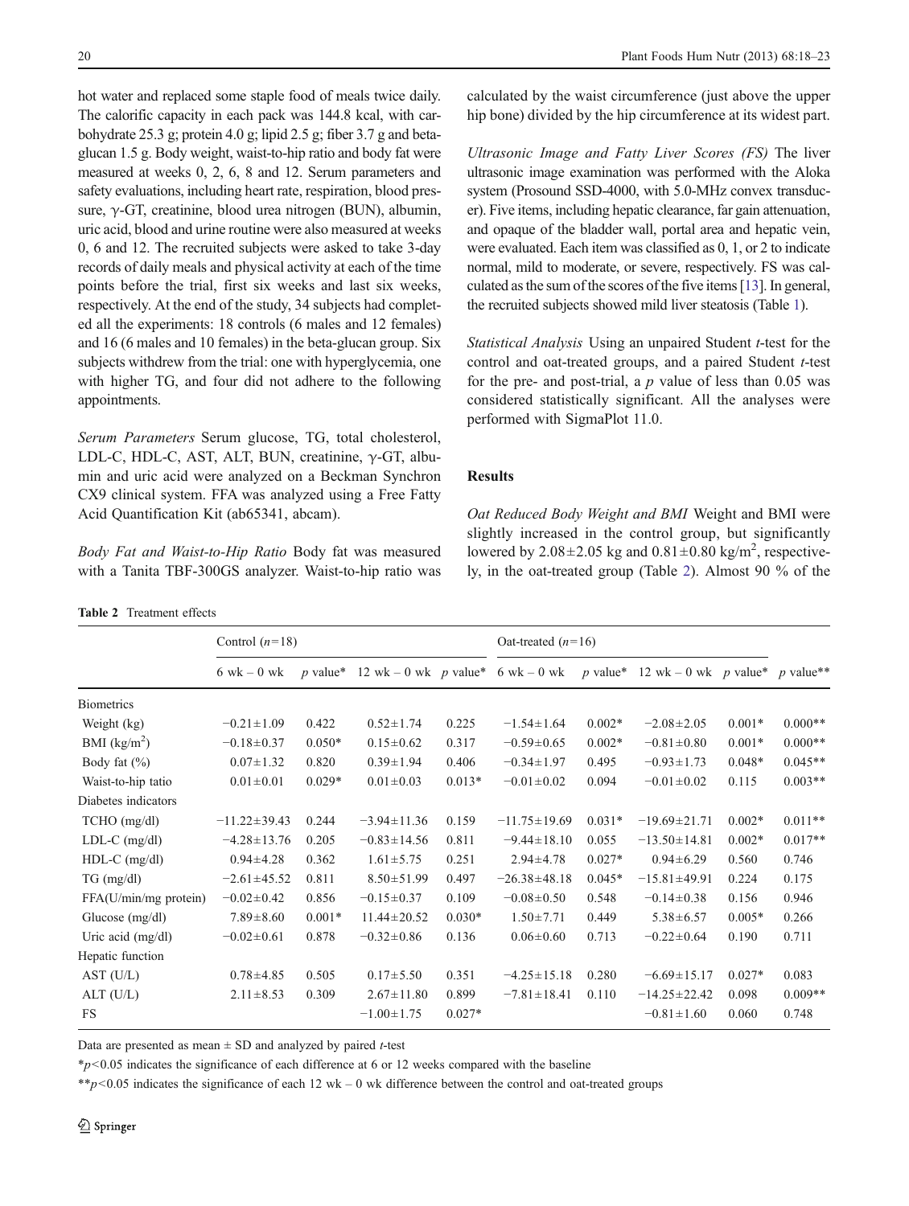hot water and replaced some staple food of meals twice daily. The calorific capacity in each pack was 144.8 kcal, with carbohydrate 25.3 g; protein 4.0 g; lipid 2.5 g; fiber 3.7 g and beta-glucan 1.5 g. Body weight, waist-to-hip ratio and body fat were measured at weeks 0, 2, 6, 8 and 12. Serum parameters and safety evaluations, including heart rate, respiration, blood pressure, γ-GT, creatinine, blood urea nitrogen (BUN), albumin, uric acid, blood and urine routine were also measured at weeks 0, 6 and 12. The recruited subjects were asked to take 3-day records of daily meals and physical activity at each of the time points before the trial, first six weeks and last six weeks, respectively. At the end of the study, 34 subjects had completed all the experiments: 18 controls (6 males and 12 females) and 16 (6 males and 10 females) in the beta-glucan group. Six subjects withdrew from the trial: one with hyperglycemia, one with higher TG, and four did not adhere to the following appointments.

*Serum Parameters* Serum glucose, TG, total cholesterol, LDL-C, HDL-C, AST, ALT, BUN, creatinine, γ-GT, albumin and uric acid were analyzed on a Beckman Synchron CX9 clinical system. FFA was analyzed using a Free Fatty Acid Quantification Kit (ab65341, abcam).

*Body Fat and Waist-to-Hip Ratio* Body fat was measured with a Tanita TBF-300GS analyzer. Waist-to-hip ratio was calculated by the waist circumference (just above the upper hip bone) divided by the hip circumference at its widest part.

*Ultrasonic Image and Fatty Liver Scores (FS)* The liver ultrasonic image examination was performed with the Aloka system (Prosound SSD-4000, with 5.0-MHz convex transducer). Five items, including hepatic clearance, far gain attenuation, and opaque of the bladder wall, portal area and hepatic vein, were evaluated. Each item was classified as 0, 1, or 2 to indicate normal, mild to moderate, or severe, respectively. FS was calculated as the sum of the scores of the five items [13]. In general, the recruited subjects showed mild liver steatosis (Table 1).

*Statistical Analysis* Using an unpaired Student *t*-test for the control and oat-treated groups, and a paired Student *t*-test for the pre- and post-trial, a *p* value of less than 0.05 was considered statistically significant. All the analyses were performed with SigmaPlot 11.0.

## Results

*Oat Reduced Body Weight and BMI* Weight and BMI were slightly increased in the control group, but significantly lowered by 2.08±2.05 kg and 0.81±0.80 kg/m$^2$, respectively, in the oat-treated group (Table 2). Almost 90 % of the

**Table 2** Treatment effects

| | Control (n=18) | | | | Oat-treated (n=16) | | | | |
|---|---|---|---|---|---|---|---|---|---|
| | 6 wk – 0 wk | *p* value* | 12 wk – 0 wk | *p* value* | 6 wk – 0 wk | *p* value* | 12 wk – 0 wk | *p* value* | *p* value** |
| Biometrics | | | | | | | | | |
| Weight (kg) | −0.21±1.09 | 0.422 | 0.52±1.74 | 0.225 | −1.54±1.64 | 0.002* | −2.08±2.05 | 0.001* | 0.000** |
| BMI (kg/m$^2$) | −0.18±0.37 | 0.050* | 0.15±0.62 | 0.317 | −0.59±0.65 | 0.002* | −0.81±0.80 | 0.001* | 0.000** |
| Body fat (%) | 0.07±1.32 | 0.820 | 0.39±1.94 | 0.406 | −0.34±1.97 | 0.495 | −0.93±1.73 | 0.048* | 0.045** |
| Waist-to-hip tatio | 0.01±0.01 | 0.029* | 0.01±0.03 | 0.013* | −0.01±0.02 | 0.094 | −0.01±0.02 | 0.115 | 0.003** |
| Diabetes indicators | | | | | | | | | |
| TCHO (mg/dl) | −11.22±39.43 | 0.244 | −3.94±11.36 | 0.159 | −11.75±19.69 | 0.031* | −19.69±21.71 | 0.002* | 0.011** |
| LDL-C (mg/dl) | −4.28±13.76 | 0.205 | −0.83±14.56 | 0.811 | −9.44±18.10 | 0.055 | −13.50±14.81 | 0.002* | 0.017** |
| HDL-C (mg/dl) | 0.94±4.28 | 0.362 | 1.61±5.75 | 0.251 | 2.94±4.78 | 0.027* | 0.94±6.29 | 0.560 | 0.746 |
| TG (mg/dl) | −2.61±45.52 | 0.811 | 8.50±51.99 | 0.497 | −26.38±48.18 | 0.045* | −15.81±49.91 | 0.224 | 0.175 |
| FFA(U/min/mg protein) | −0.02±0.42 | 0.856 | −0.15±0.37 | 0.109 | −0.08±0.50 | 0.548 | −0.14±0.38 | 0.156 | 0.946 |
| Glucose (mg/dl) | 7.89±8.60 | 0.001* | 11.44±20.52 | 0.030* | 1.50±7.71 | 0.449 | 5.38±6.57 | 0.005* | 0.266 |
| Uric acid (mg/dl) | −0.02±0.61 | 0.878 | −0.32±0.86 | 0.136 | 0.06±0.60 | 0.713 | −0.22±0.64 | 0.190 | 0.711 |
| Hepatic function | | | | | | | | | |
| AST (U/L) | 0.78±4.85 | 0.505 | 0.17±5.50 | 0.351 | −4.25±15.18 | 0.280 | −6.69±15.17 | 0.027* | 0.083 |
| ALT (U/L) | 2.11±8.53 | 0.309 | 2.67±11.80 | 0.899 | −7.81±18.41 | 0.110 | −14.25±22.42 | 0.098 | 0.009** |
| FS | | | −1.00±1.75 | 0.027* | | | −0.81±1.60 | 0.060 | 0.748 |

Data are presented as mean ± SD and analyzed by paired *t*-test

*$p<0.05$ indicates the significance of each difference at 6 or 12 weeks compared with the baseline

**$p<0.05$ indicates the significance of each 12 wk – 0 wk difference between the control and oat-treated groups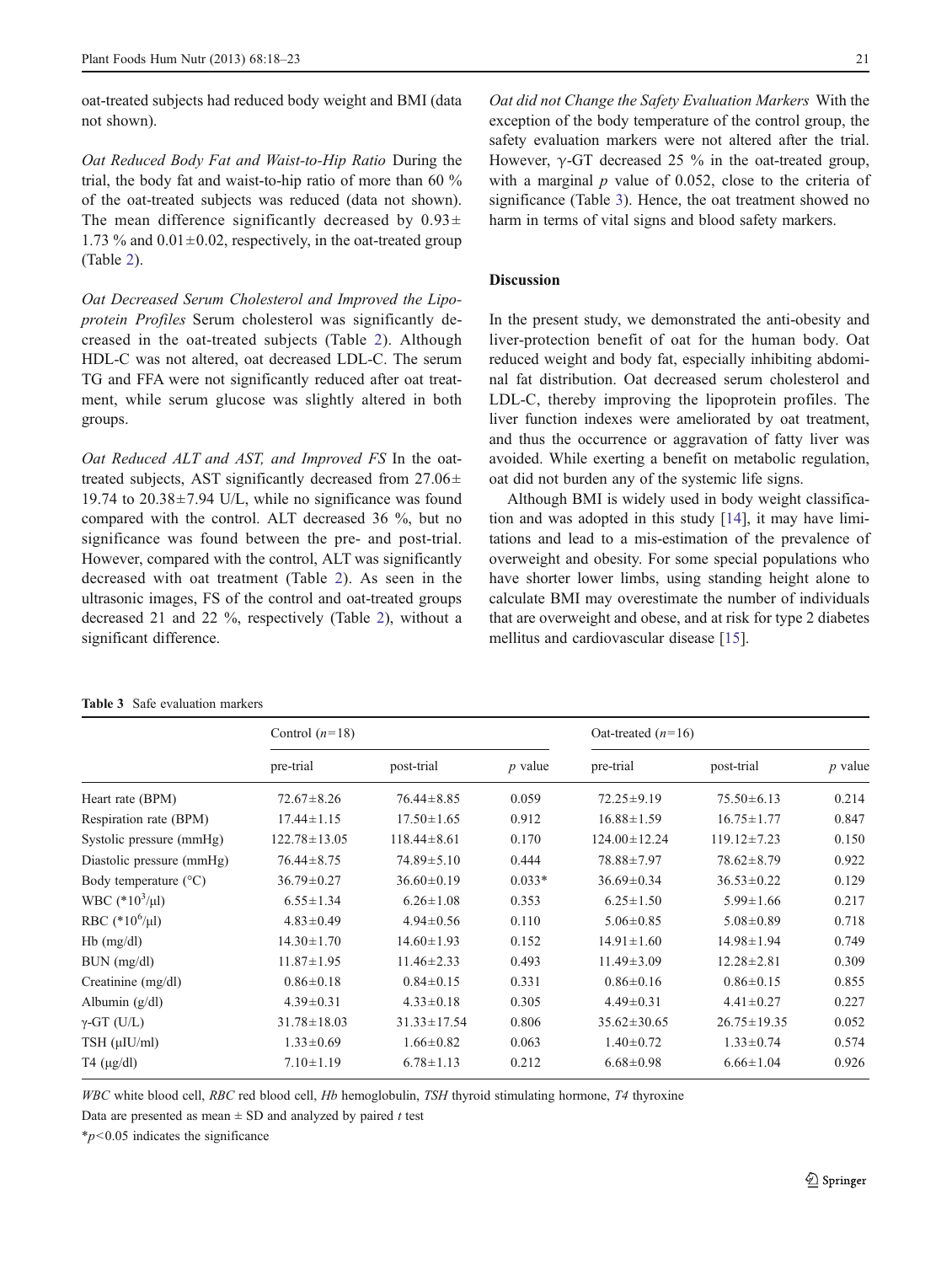oat-treated subjects had reduced body weight and BMI (data not shown).

*Oat Reduced Body Fat and Waist-to-Hip Ratio* During the trial, the body fat and waist-to-hip ratio of more than 60 % of the oat-treated subjects was reduced (data not shown). The mean difference significantly decreased by 0.93± 1.73 % and 0.01±0.02, respectively, in the oat-treated group (Table 2).

*Oat Decreased Serum Cholesterol and Improved the Lipoprotein Profiles* Serum cholesterol was significantly decreased in the oat-treated subjects (Table 2). Although HDL-C was not altered, oat decreased LDL-C. The serum TG and FFA were not significantly reduced after oat treatment, while serum glucose was slightly altered in both groups.

*Oat Reduced ALT and AST, and Improved FS* In the oat-treated subjects, AST significantly decreased from 27.06± 19.74 to 20.38±7.94 U/L, while no significance was found compared with the control. ALT decreased 36 %, but no significance was found between the pre- and post-trial. However, compared with the control, ALT was significantly decreased with oat treatment (Table 2). As seen in the ultrasonic images, FS of the control and oat-treated groups decreased 21 and 22 %, respectively (Table 2), without a significant difference.

*Oat did not Change the Safety Evaluation Markers* With the exception of the body temperature of the control group, the safety evaluation markers were not altered after the trial. However, γ-GT decreased 25 % in the oat-treated group, with a marginal $p$ value of 0.052, close to the criteria of significance (Table 3). Hence, the oat treatment showed no harm in terms of vital signs and blood safety markers.

## Discussion

In the present study, we demonstrated the anti-obesity and liver-protection benefit of oat for the human body. Oat reduced weight and body fat, especially inhibiting abdominal fat distribution. Oat decreased serum cholesterol and LDL-C, thereby improving the lipoprotein profiles. The liver function indexes were ameliorated by oat treatment, and thus the occurrence or aggravation of fatty liver was avoided. While exerting a benefit on metabolic regulation, oat did not burden any of the systemic life signs.

Although BMI is widely used in body weight classification and was adopted in this study [14], it may have limitations and lead to a mis-estimation of the prevalence of overweight and obesity. For some special populations who have shorter lower limbs, using standing height alone to calculate BMI may overestimate the number of individuals that are overweight and obese, and at risk for type 2 diabetes mellitus and cardiovascular disease [15].

**Table 3** Safe evaluation markers

| | Control ($n$=18) | | | Oat-treated ($n$=16) | | |
|---|---|---|---|---|---|---|
| | pre-trial | post-trial | $p$ value | pre-trial | post-trial | $p$ value |
| Heart rate (BPM) | 72.67±8.26 | 76.44±8.85 | 0.059 | 72.25±9.19 | 75.50±6.13 | 0.214 |
| Respiration rate (BPM) | 17.44±1.15 | 17.50±1.65 | 0.912 | 16.88±1.59 | 16.75±1.77 | 0.847 |
| Systolic pressure (mmHg) | 122.78±13.05 | 118.44±8.61 | 0.170 | 124.00±12.24 | 119.12±7.23 | 0.150 |
| Diastolic pressure (mmHg) | 76.44±8.75 | 74.89±5.10 | 0.444 | 78.88±7.97 | 78.62±8.79 | 0.922 |
| Body temperature (°C) | 36.79±0.27 | 36.60±0.19 | 0.033* | 36.69±0.34 | 36.53±0.22 | 0.129 |
| WBC ($*10^3$/μl) | 6.55±1.34 | 6.26±1.08 | 0.353 | 6.25±1.50 | 5.99±1.66 | 0.217 |
| RBC ($*10^6$/μl) | 4.83±0.49 | 4.94±0.56 | 0.110 | 5.06±0.85 | 5.08±0.89 | 0.718 |
| Hb (mg/dl) | 14.30±1.70 | 14.60±1.93 | 0.152 | 14.91±1.60 | 14.98±1.94 | 0.749 |
| BUN (mg/dl) | 11.87±1.95 | 11.46±2.33 | 0.493 | 11.49±3.09 | 12.28±2.81 | 0.309 |
| Creatinine (mg/dl) | 0.86±0.18 | 0.84±0.15 | 0.331 | 0.86±0.16 | 0.86±0.15 | 0.855 |
| Albumin (g/dl) | 4.39±0.31 | 4.33±0.18 | 0.305 | 4.49±0.31 | 4.41±0.27 | 0.227 |
| γ-GT (U/L) | 31.78±18.03 | 31.33±17.54 | 0.806 | 35.62±30.65 | 26.75±19.35 | 0.052 |
| TSH (μIU/ml) | 1.33±0.69 | 1.66±0.82 | 0.063 | 1.40±0.72 | 1.33±0.74 | 0.574 |
| T4 (μg/dl) | 7.10±1.19 | 6.78±1.13 | 0.212 | 6.68±0.98 | 6.66±1.04 | 0.926 |

*WBC* white blood cell, *RBC* red blood cell, *Hb* hemoglobulin, *TSH* thyroid stimulating hormone, *T4* thyroxine

Data are presented as mean ± SD and analyzed by paired $t$ test

*$p<0.05$ indicates the significance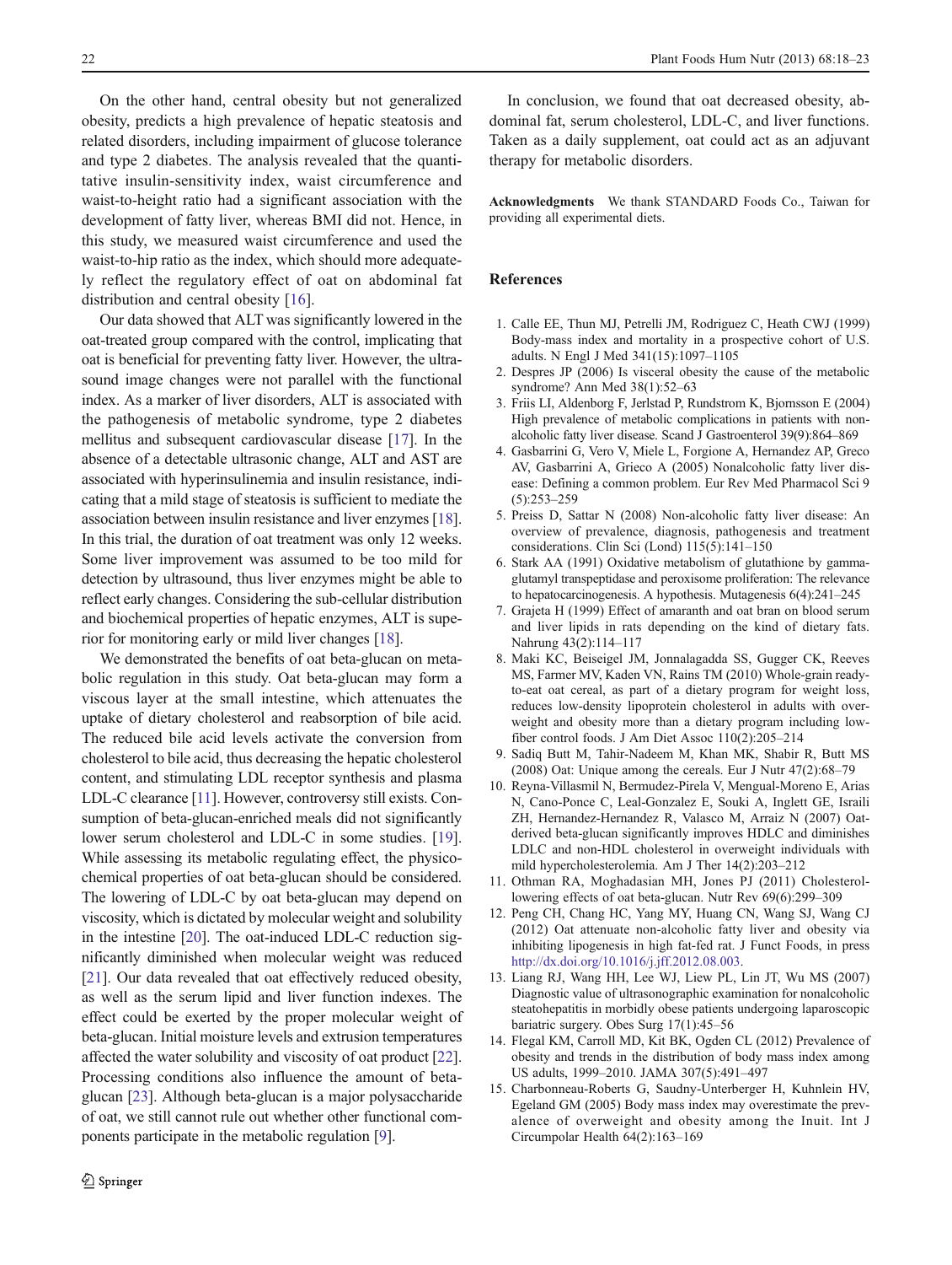On the other hand, central obesity but not generalized obesity, predicts a high prevalence of hepatic steatosis and related disorders, including impairment of glucose tolerance and type 2 diabetes. The analysis revealed that the quantitative insulin-sensitivity index, waist circumference and waist-to-height ratio had a significant association with the development of fatty liver, whereas BMI did not. Hence, in this study, we measured waist circumference and used the waist-to-hip ratio as the index, which should more adequately reflect the regulatory effect of oat on abdominal fat distribution and central obesity [16].

Our data showed that ALT was significantly lowered in the oat-treated group compared with the control, implicating that oat is beneficial for preventing fatty liver. However, the ultrasound image changes were not parallel with the functional index. As a marker of liver disorders, ALT is associated with the pathogenesis of metabolic syndrome, type 2 diabetes mellitus and subsequent cardiovascular disease [17]. In the absence of a detectable ultrasonic change, ALT and AST are associated with hyperinsulinemia and insulin resistance, indicating that a mild stage of steatosis is sufficient to mediate the association between insulin resistance and liver enzymes [18]. In this trial, the duration of oat treatment was only 12 weeks. Some liver improvement was assumed to be too mild for detection by ultrasound, thus liver enzymes might be able to reflect early changes. Considering the sub-cellular distribution and biochemical properties of hepatic enzymes, ALT is superior for monitoring early or mild liver changes [18].

We demonstrated the benefits of oat beta-glucan on metabolic regulation in this study. Oat beta-glucan may form a viscous layer at the small intestine, which attenuates the uptake of dietary cholesterol and reabsorption of bile acid. The reduced bile acid levels activate the conversion from cholesterol to bile acid, thus decreasing the hepatic cholesterol content, and stimulating LDL receptor synthesis and plasma LDL-C clearance [11]. However, controversy still exists. Consumption of beta-glucan-enriched meals did not significantly lower serum cholesterol and LDL-C in some studies. [19]. While assessing its metabolic regulating effect, the physicochemical properties of oat beta-glucan should be considered. The lowering of LDL-C by oat beta-glucan may depend on viscosity, which is dictated by molecular weight and solubility in the intestine [20]. The oat-induced LDL-C reduction significantly diminished when molecular weight was reduced [21]. Our data revealed that oat effectively reduced obesity, as well as the serum lipid and liver function indexes. The effect could be exerted by the proper molecular weight of beta-glucan. Initial moisture levels and extrusion temperatures affected the water solubility and viscosity of oat product [22]. Processing conditions also influence the amount of beta-glucan [23]. Although beta-glucan is a major polysaccharide of oat, we still cannot rule out whether other functional components participate in the metabolic regulation [9].

In conclusion, we found that oat decreased obesity, abdominal fat, serum cholesterol, LDL-C, and liver functions. Taken as a daily supplement, oat could act as an adjuvant therapy for metabolic disorders.

**Acknowledgments** We thank STANDARD Foods Co., Taiwan for providing all experimental diets.

## References

1. Calle EE, Thun MJ, Petrelli JM, Rodriguez C, Heath CWJ (1999) Body-mass index and mortality in a prospective cohort of U.S. adults. N Engl J Med 341(15):1097–1105
2. Despres JP (2006) Is visceral obesity the cause of the metabolic syndrome? Ann Med 38(1):52–63
3. Friis LI, Aldenborg F, Jerlstad P, Rundstrom K, Bjornsson E (2004) High prevalence of metabolic complications in patients with non-alcoholic fatty liver disease. Scand J Gastroenterol 39(9):864–869
4. Gasbarrini G, Vero V, Miele L, Forgione A, Hernandez AP, Greco AV, Gasbarrini A, Grieco A (2005) Nonalcoholic fatty liver disease: Defining a common problem. Eur Rev Med Pharmacol Sci 9 (5):253–259
5. Preiss D, Sattar N (2008) Non-alcoholic fatty liver disease: An overview of prevalence, diagnosis, pathogenesis and treatment considerations. Clin Sci (Lond) 115(5):141–150
6. Stark AA (1991) Oxidative metabolism of glutathione by gamma-glutamyl transpeptidase and peroxisome proliferation: The relevance to hepatocarcinogenesis. A hypothesis. Mutagenesis 6(4):241–245
7. Grajeta H (1999) Effect of amaranth and oat bran on blood serum and liver lipids in rats depending on the kind of dietary fats. Nahrung 43(2):114–117
8. Maki KC, Beiseigel JM, Jonnalagadda SS, Gugger CK, Reeves MS, Farmer MV, Kaden VN, Rains TM (2010) Whole-grain ready-to-eat oat cereal, as part of a dietary program for weight loss, reduces low-density lipoprotein cholesterol in adults with overweight and obesity more than a dietary program including low-fiber control foods. J Am Diet Assoc 110(2):205–214
9. Sadiq Butt M, Tahir-Nadeem M, Khan MK, Shabir R, Butt MS (2008) Oat: Unique among the cereals. Eur J Nutr 47(2):68–79
10. Reyna-Villasmil N, Bermudez-Pirela V, Mengual-Moreno E, Arias N, Cano-Ponce C, Leal-Gonzalez E, Souki A, Inglett GE, Israili ZH, Hernandez-Hernandez R, Valasco M, Arraiz N (2007) Oat-derived beta-glucan significantly improves HDLC and diminishes LDLC and non-HDL cholesterol in overweight individuals with mild hypercholesterolemia. Am J Ther 14(2):203–212
11. Othman RA, Moghadasian MH, Jones PJ (2011) Cholesterol-lowering effects of oat beta-glucan. Nutr Rev 69(6):299–309
12. Peng CH, Chang HC, Yang MY, Huang CN, Wang SJ, Wang CJ (2012) Oat attenuate non-alcoholic fatty liver and obesity via inhibiting lipogenesis in high fat-fed rat. J Funct Foods, in press http://dx.doi.org/10.1016/j.jff.2012.08.003.
13. Liang RJ, Wang HH, Lee WJ, Liew PL, Lin JT, Wu MS (2007) Diagnostic value of ultrasonographic examination for nonalcoholic steatohepatitis in morbidly obese patients undergoing laparoscopic bariatric surgery. Obes Surg 17(1):45–56
14. Flegal KM, Carroll MD, Kit BK, Ogden CL (2012) Prevalence of obesity and trends in the distribution of body mass index among US adults, 1999–2010. JAMA 307(5):491–497
15. Charbonneau-Roberts G, Saudny-Unterberger H, Kuhnlein HV, Egeland GM (2005) Body mass index may overestimate the prevalence of overweight and obesity among the Inuit. Int J Circumpolar Health 64(2):163–169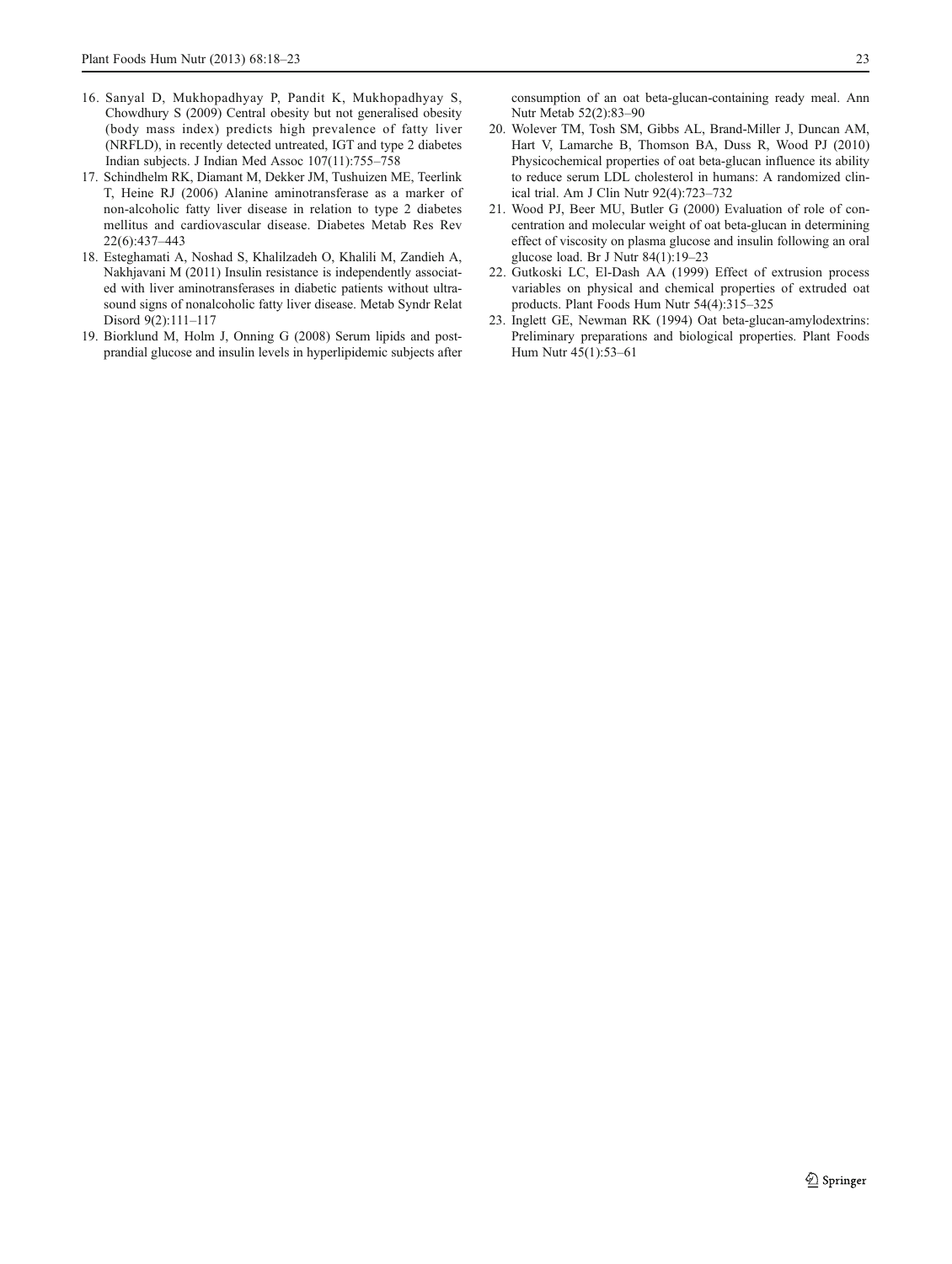16. Sanyal D, Mukhopadhyay P, Pandit K, Mukhopadhyay S, Chowdhury S (2009) Central obesity but not generalised obesity (body mass index) predicts high prevalence of fatty liver (NRFLD), in recently detected untreated, IGT and type 2 diabetes Indian subjects. J Indian Med Assoc 107(11):755–758
17. Schindhelm RK, Diamant M, Dekker JM, Tushuizen ME, Teerlink T, Heine RJ (2006) Alanine aminotransferase as a marker of non-alcoholic fatty liver disease in relation to type 2 diabetes mellitus and cardiovascular disease. Diabetes Metab Res Rev 22(6):437–443
18. Esteghamati A, Noshad S, Khalilzadeh O, Khalili M, Zandieh A, Nakhjavani M (2011) Insulin resistance is independently associated with liver aminotransferases in diabetic patients without ultrasound signs of nonalcoholic fatty liver disease. Metab Syndr Relat Disord 9(2):111–117
19. Biorklund M, Holm J, Onning G (2008) Serum lipids and postprandial glucose and insulin levels in hyperlipidemic subjects after consumption of an oat beta-glucan-containing ready meal. Ann Nutr Metab 52(2):83–90
20. Wolever TM, Tosh SM, Gibbs AL, Brand-Miller J, Duncan AM, Hart V, Lamarche B, Thomson BA, Duss R, Wood PJ (2010) Physicochemical properties of oat beta-glucan influence its ability to reduce serum LDL cholesterol in humans: A randomized clinical trial. Am J Clin Nutr 92(4):723–732
21. Wood PJ, Beer MU, Butler G (2000) Evaluation of role of concentration and molecular weight of oat beta-glucan in determining effect of viscosity on plasma glucose and insulin following an oral glucose load. Br J Nutr 84(1):19–23
22. Gutkoski LC, El-Dash AA (1999) Effect of extrusion process variables on physical and chemical properties of extruded oat products. Plant Foods Hum Nutr 54(4):315–325
23. Inglett GE, Newman RK (1994) Oat beta-glucan-amylodextrins: Preliminary preparations and biological properties. Plant Foods Hum Nutr 45(1):53–61